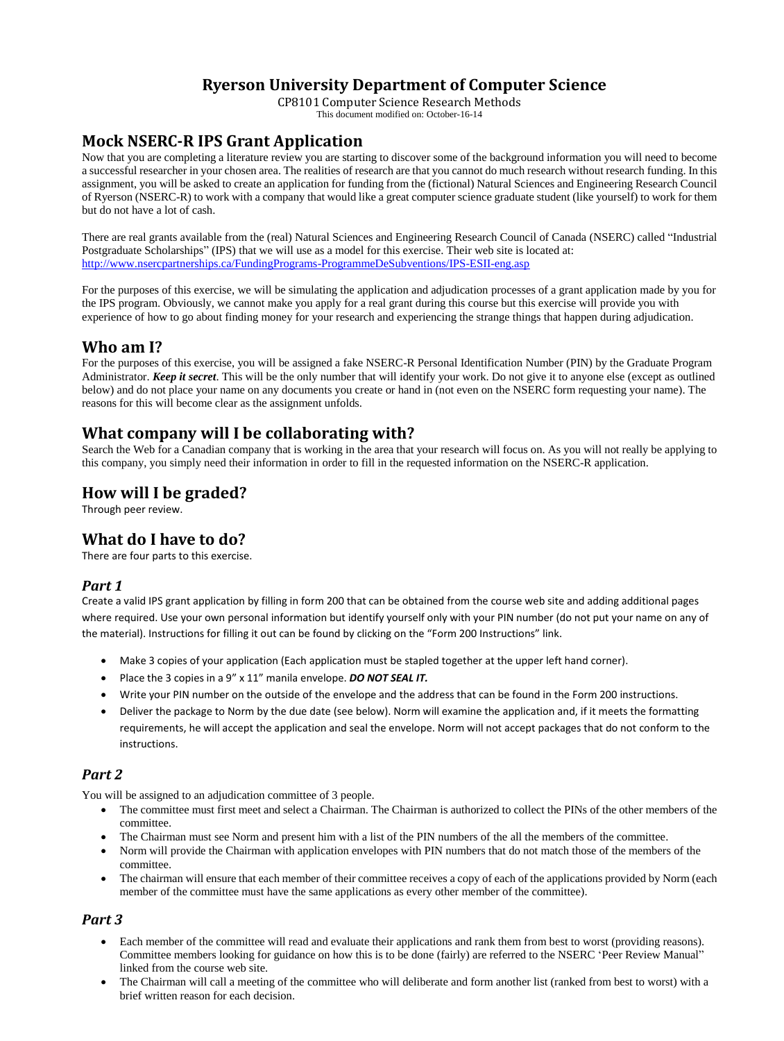# Ryerson University Department of Computer Science

CP8101 Computer Science Research Methods

This document modified on: October-16-14

## Mock NSERC-R IPS Grant Application

Now that you are completing a literature review you are starting to discover some of the background information you will need to become a successful researcher in your chosen area. The realities of research are that you cannot do much research without research funding. In this assignment, you will be asked to create an application for funding from the (fictional) Natural Sciences and Engineering Research Council of Ryerson (NSERC-R) to work with a company that would like a great computer science graduate student (like yourself) to work for them but do not have a lot of cash.

There are real grants available from the (real) Natural Sciences and Engineering Research Council of Canada (NSERC) called "Industrial Postgraduate Scholarships" (IPS) that we will use as a model for this exercise. Their web site is located at: http://www.nsercpartnerships.ca/FundingPrograms-ProgrammeDeSubventions/IPS-ESII-eng.asp

For the purposes of this exercise, we will be simulating the application and adjudication processes of a grant application made by you for the IPS program. Obviously, we cannot make you apply for a real grant during this course but this exercise will provide you with experience of how to go about finding money for your research and experiencing the strange things that happen during adjudication.

## Who am I?

For the purposes of this exercise, you will be assigned a fake NSERC-R Personal Identification Number (PIN) by the Graduate Program Administrator. ***Keep it secret***. This will be the only number that will identify your work. Do not give it to anyone else (except as outlined below) and do not place your name on any documents you create or hand in (not even on the NSERC form requesting your name). The reasons for this will become clear as the assignment unfolds.

## What company will I be collaborating with?

Search the Web for a Canadian company that is working in the area that your research will focus on. As you will not really be applying to this company, you simply need their information in order to fill in the requested information on the NSERC-R application.

## How will I be graded?

Through peer review.

## What do I have to do?

There are four parts to this exercise.

### *Part 1*

Create a valid IPS grant application by filling in form 200 that can be obtained from the course web site and adding additional pages where required. Use your own personal information but identify yourself only with your PIN number (do not put your name on any of the material). Instructions for filling it out can be found by clicking on the "Form 200 Instructions" link.

- Make 3 copies of your application (Each application must be stapled together at the upper left hand corner).
- Place the 3 copies in a 9" x 11" manila envelope. ***DO NOT SEAL IT.***
- Write your PIN number on the outside of the envelope and the address that can be found in the Form 200 instructions.
- Deliver the package to Norm by the due date (see below). Norm will examine the application and, if it meets the formatting requirements, he will accept the application and seal the envelope. Norm will not accept packages that do not conform to the instructions.

### *Part 2*

You will be assigned to an adjudication committee of 3 people.

- The committee must first meet and select a Chairman. The Chairman is authorized to collect the PINs of the other members of the committee.
- The Chairman must see Norm and present him with a list of the PIN numbers of the all the members of the committee.
- Norm will provide the Chairman with application envelopes with PIN numbers that do not match those of the members of the committee.
- The chairman will ensure that each member of their committee receives a copy of each of the applications provided by Norm (each member of the committee must have the same applications as every other member of the committee).

### *Part 3*

- Each member of the committee will read and evaluate their applications and rank them from best to worst (providing reasons). Committee members looking for guidance on how this is to be done (fairly) are referred to the NSERC 'Peer Review Manual" linked from the course web site.
- The Chairman will call a meeting of the committee who will deliberate and form another list (ranked from best to worst) with a brief written reason for each decision.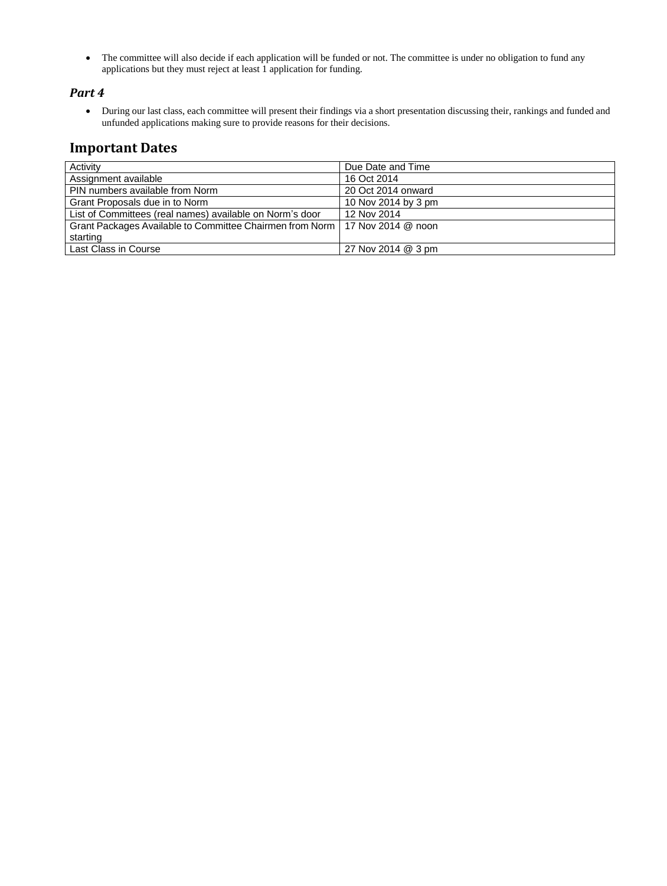- The committee will also decide if each application will be funded or not. The committee is under no obligation to fund any applications but they must reject at least 1 application for funding.

### *Part 4*

- During our last class, each committee will present their findings via a short presentation discussing their, rankings and funded and unfunded applications making sure to provide reasons for their decisions.

## Important Dates

| Activity | Due Date and Time |
|---|---|
| Assignment available | 16 Oct 2014 |
| PIN numbers available from Norm | 20 Oct 2014 onward |
| Grant Proposals due in to Norm | 10 Nov 2014 by 3 pm |
| List of Committees (real names) available on Norm's door | 12 Nov 2014 |
| Grant Packages Available to Committee Chairmen from Norm starting | 17 Nov 2014 @ noon |
| Last Class in Course | 27 Nov 2014 @ 3 pm |